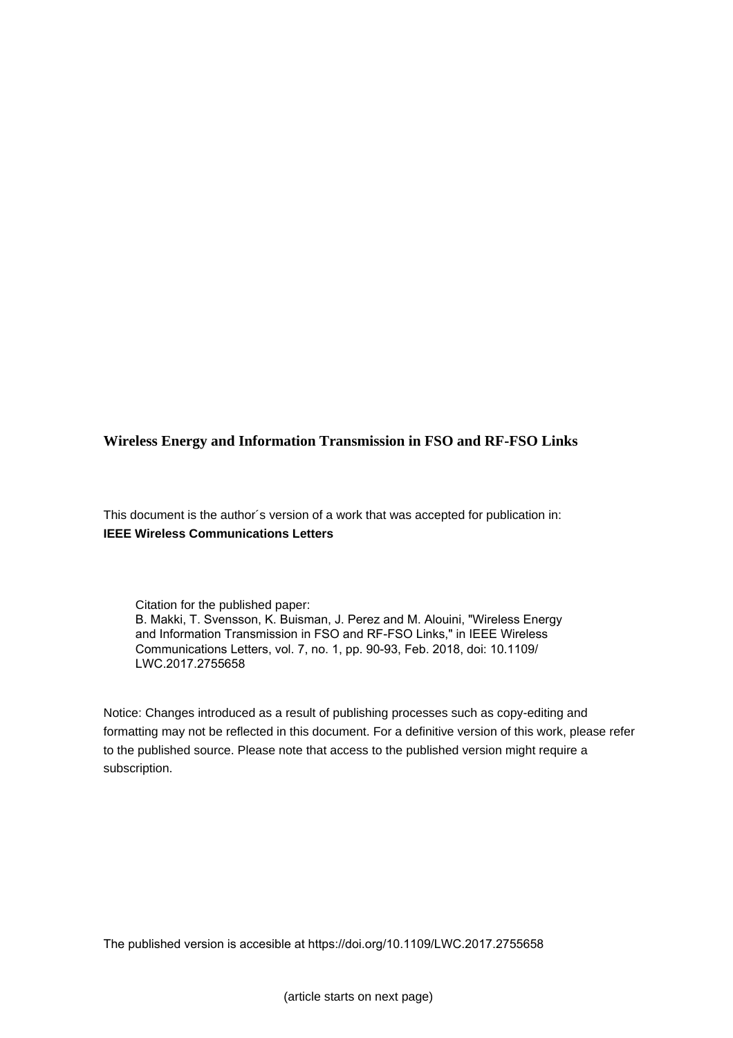**Wireless Energy and Information Transmission in FSO and RF-FSO Links**

This document is the author´s version of a work that was accepted for publication in:
**IEEE Wireless Communications Letters**

Citation for the published paper:
B. Makki, T. Svensson, K. Buisman, J. Perez and M. Alouini, "Wireless Energy and Information Transmission in FSO and RF-FSO Links," in IEEE Wireless Communications Letters, vol. 7, no. 1, pp. 90-93, Feb. 2018, doi: 10.1109/LWC.2017.2755658

Notice: Changes introduced as a result of publishing processes such as copy-editing and formatting may not be reflected in this document. For a definitive version of this work, please refer to the published source. Please note that access to the published version might require a subscription.

The published version is accesible at https://doi.org/10.1109/LWC.2017.2755658

(article starts on next page)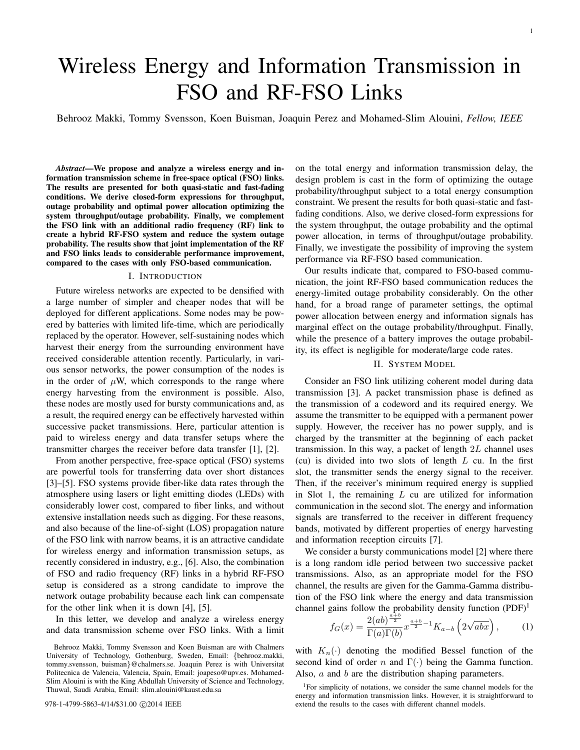# Wireless Energy and Information Transmission in FSO and RF-FSO Links

Behrooz Makki, Tommy Svensson, Koen Buisman, Joaquin Perez and Mohamed-Slim Alouini, *Fellow, IEEE*

***Abstract*—We propose and analyze a wireless energy and information transmission scheme in free-space optical (FSO) links. The results are presented for both quasi-static and fast-fading conditions. We derive closed-form expressions for throughput, outage probability and optimal power allocation optimizing the system throughput/outage probability. Finally, we complement the FSO link with an additional radio frequency (RF) link to create a hybrid RF-FSO system and reduce the system outage probability. The results show that joint implementation of the RF and FSO links leads to considerable performance improvement, compared to the cases with only FSO-based communication.**

## I. Introduction

Future wireless networks are expected to be densified with a large number of simpler and cheaper nodes that will be deployed for different applications. Some nodes may be powered by batteries with limited life-time, which are periodically replaced by the operator. However, self-sustaining nodes which harvest their energy from the surrounding environment have received considerable attention recently. Particularly, in various sensor networks, the power consumption of the nodes is in the order of $\mu$W, which corresponds to the range where energy harvesting from the environment is possible. Also, these nodes are mostly used for bursty communications and, as a result, the required energy can be effectively harvested within successive packet transmissions. Here, particular attention is paid to wireless energy and data transfer setups where the transmitter charges the receiver before data transfer [1], [2].

From another perspective, free-space optical (FSO) systems are powerful tools for transferring data over short distances [3]–[5]. FSO systems provide fiber-like data rates through the atmosphere using lasers or light emitting diodes (LEDs) with considerably lower cost, compared to fiber links, and without extensive installation needs such as digging. For these reasons, and also because of the line-of-sight (LOS) propagation nature of the FSO link with narrow beams, it is an attractive candidate for wireless energy and information transmission setups, as recently considered in industry, e.g., [6]. Also, the combination of FSO and radio frequency (RF) links in a hybrid RF-FSO setup is considered as a strong candidate to improve the network outage probability because each link can compensate for the other link when it is down [4], [5].

In this letter, we develop and analyze a wireless energy and data transmission scheme over FSO links. With a limit on the total energy and information transmission delay, the design problem is cast in the form of optimizing the outage probability/throughput subject to a total energy consumption constraint. We present the results for both quasi-static and fast-fading conditions. Also, we derive closed-form expressions for the system throughput, the outage probability and the optimal power allocation, in terms of throughput/outage probability. Finally, we investigate the possibility of improving the system performance via RF-FSO based communication.

Our results indicate that, compared to FSO-based communication, the joint RF-FSO based communication reduces the energy-limited outage probability considerably. On the other hand, for a broad range of parameter settings, the optimal power allocation between energy and information signals has marginal effect on the outage probability/throughput. Finally, while the presence of a battery improves the outage probability, its effect is negligible for moderate/large code rates.

## II. System Model

Consider an FSO link utilizing coherent model during data transmission [3]. A packet transmission phase is defined as the transmission of a codeword and its required energy. We assume the transmitter to be equipped with a permanent power supply. However, the receiver has no power supply, and is charged by the transmitter at the beginning of each packet transmission. In this way, a packet of length $2L$ channel uses (cu) is divided into two slots of length $L$ cu. In the first slot, the transmitter sends the energy signal to the receiver. Then, if the receiver's minimum required energy is supplied in Slot 1, the remaining $L$ cu are utilized for information communication in the second slot. The energy and information signals are transferred to the receiver in different frequency bands, motivated by different properties of energy harvesting and information reception circuits [7].

We consider a bursty communications model [2] where there is a long random idle period between two successive packet transmissions. Also, as an appropriate model for the FSO channel, the results are given for the Gamma-Gamma distribution of the FSO link where the energy and data transmission channel gains follow the probability density function (PDF)[1]

$$f_G(x) = \frac{2(ab)^{\frac{a+b}{2}}}{\Gamma(a)\Gamma(b)} x^{\frac{a+b}{2}-1} K_{a-b}\left(2\sqrt{abx}\right), \qquad (1)$$

with $K_n(\cdot)$ denoting the modified Bessel function of the second kind of order $n$ and $\Gamma(\cdot)$ being the Gamma function. Also, $a$ and $b$ are the distribution shaping parameters.

Behrooz Makki, Tommy Svensson and Koen Buisman are with Chalmers University of Technology, Gothenburg, Sweden, Email: {behrooz.makki, tommy.svensson, buisman}@chalmers.se. Joaquin Perez is with Universitat Politecnica de Valencia, Valencia, Spain, Email: joapeso@upv.es. Mohamed-Slim Alouini is with the King Abdullah University of Science and Technology, Thuwal, Saudi Arabia, Email: slim.alouini@kaust.edu.sa

[1] For simplicity of notations, we consider the same channel models for the energy and information transmission links. However, it is straightforward to extend the results to the cases with different channel models.

978-1-4799-5863-4/14/$31.00 ©2014 IEEE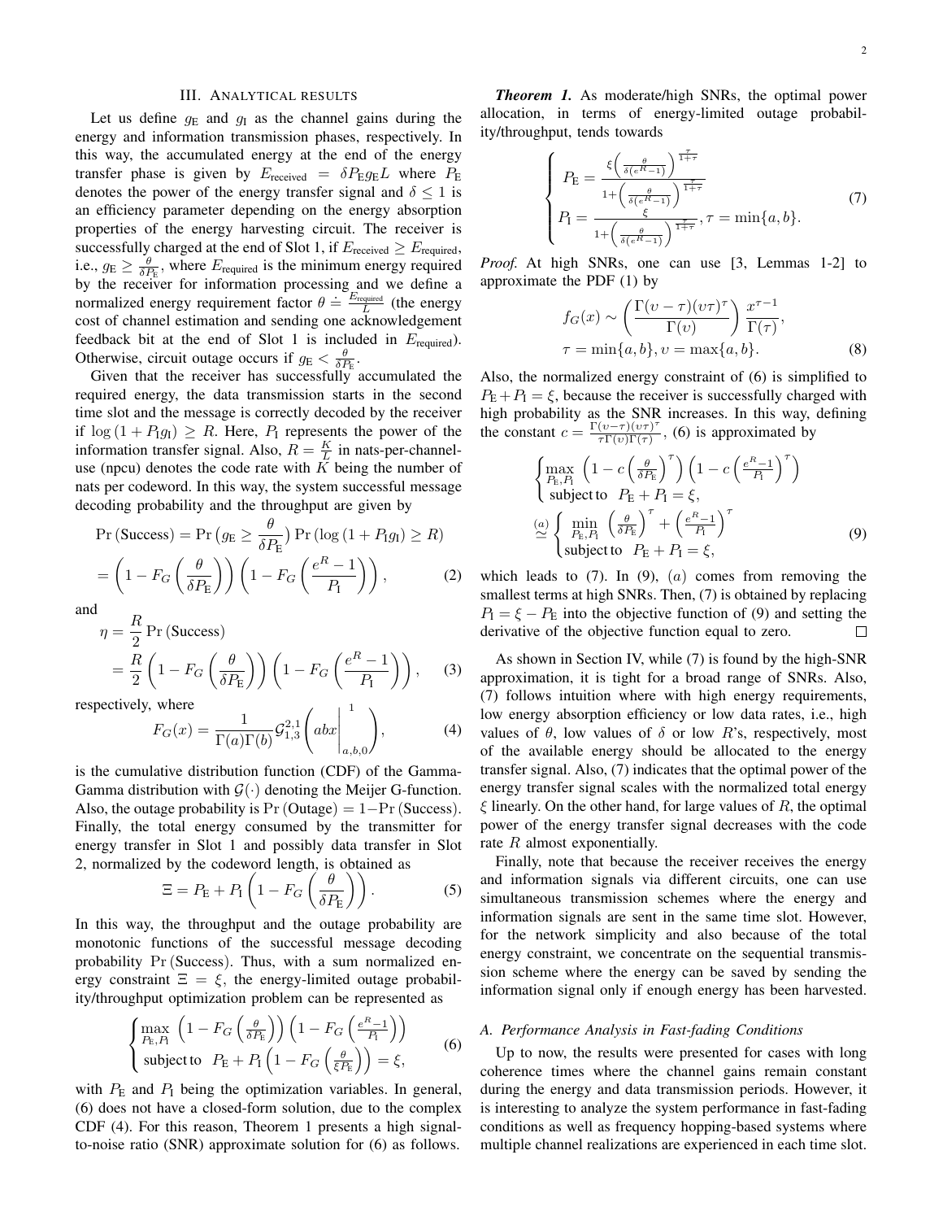## III. Analytical results

Let us define $g_\text{E}$ and $g_\text{I}$ as the channel gains during the energy and information transmission phases, respectively. In this way, the accumulated energy at the end of the energy transfer phase is given by $E_\text{received} = \delta P_\text{E} g_\text{E} L$ where $P_\text{E}$ denotes the power of the energy transfer signal and $\delta \leq 1$ is an efficiency parameter depending on the energy absorption properties of the energy harvesting circuit. The receiver is successfully charged at the end of Slot 1, if $E_\text{received} \geq E_\text{required}$, i.e., $g_\text{E} \geq \frac{\theta}{\delta P_\text{E}}$, where $E_\text{required}$ is the minimum energy required by the receiver for information processing and we define a normalized energy requirement factor $\theta \doteq \frac{E_\text{required}}{L}$ (the energy cost of channel estimation and sending one acknowledgement feedback bit at the end of Slot 1 is included in $E_\text{required}$). Otherwise, circuit outage occurs if $g_\text{E} < \frac{\theta}{\delta P_\text{E}}$.

Given that the receiver has successfully accumulated the required energy, the data transmission starts in the second time slot and the message is correctly decoded by the receiver if $\log(1 + P_\text{I} g_\text{I}) \geq R$. Here, $P_\text{I}$ represents the power of the information transfer signal. Also, $R = \frac{K}{L}$ in nats-per-channel-use (npcu) denotes the code rate with $K$ being the number of nats per codeword. In this way, the system successful message decoding probability and the throughput are given by

$$
\begin{aligned}
\Pr(\text{Success}) &= \Pr\left(g_\text{E} \geq \frac{\theta}{\delta P_\text{E}}\right) \Pr\left(\log(1 + P_\text{I} g_\text{I}) \geq R\right) \\
&= \left(1 - F_G\left(\frac{\theta}{\delta P_\text{E}}\right)\right)\left(1 - F_G\left(\frac{e^R - 1}{P_\text{I}}\right)\right),
\end{aligned} \tag{2}
$$

and

$$
\begin{aligned}
\eta &= \frac{R}{2}\Pr(\text{Success}) \\
&= \frac{R}{2}\left(1 - F_G\left(\frac{\theta}{\delta P_\text{E}}\right)\right)\left(1 - F_G\left(\frac{e^R - 1}{P_\text{I}}\right)\right),
\end{aligned} \tag{3}
$$

respectively, where

$$
F_G(x) = \frac{1}{\Gamma(a)\Gamma(b)} \mathcal{G}_{1,3}^{2,1}\left(abx \middle| \begin{matrix} 1 \\ a,b,0 \end{matrix}\right), \tag{4}
$$

is the cumulative distribution function (CDF) of the Gamma-Gamma distribution with $\mathcal{G}(\cdot)$ denoting the Meijer G-function. Also, the outage probability is $\Pr(\text{Outage}) = 1 - \Pr(\text{Success})$. Finally, the total energy consumed by the transmitter for energy transfer in Slot 1 and possibly data transfer in Slot 2, normalized by the codeword length, is obtained as

$$
\Xi = P_\text{E} + P_\text{I}\left(1 - F_G\left(\frac{\theta}{\delta P_\text{E}}\right)\right). \tag{5}
$$

In this way, the throughput and the outage probability are monotonic functions of the successful message decoding probability $\Pr(\text{Success})$. Thus, with a sum normalized energy constraint $\Xi = \xi$, the energy-limited outage probability/throughput optimization problem can be represented as

$$
\begin{cases}
\max\limits_{P_\text{E}, P_\text{I}} \left(1 - F_G\left(\frac{\theta}{\delta P_\text{E}}\right)\right)\left(1 - F_G\left(\frac{e^R - 1}{P_\text{I}}\right)\right) \\
\text{subject to } \; P_\text{E} + P_\text{I}\left(1 - F_G\left(\frac{\theta}{\xi P_\text{E}}\right)\right) = \xi,
\end{cases} \tag{6}
$$

with $P_\text{E}$ and $P_\text{I}$ being the optimization variables. In general, (6) does not have a closed-form solution, due to the complex CDF (4). For this reason, Theorem 1 presents a high signal-to-noise ratio (SNR) approximate solution for (6) as follows.

***Theorem 1.*** As moderate/high SNRs, the optimal power allocation, in terms of energy-limited outage probability/throughput, tends towards

$$
\begin{cases}
P_\text{E} = \dfrac{\xi\left(\frac{\theta}{\delta(e^R - 1)}\right)^{\frac{\tau}{1+\tau}}}{1 + \left(\frac{\theta}{\delta(e^R - 1)}\right)^{\frac{\tau}{1+\tau}}} \\
P_\text{I} = \dfrac{\xi}{1 + \left(\frac{\theta}{\delta(e^R - 1)}\right)^{\frac{\tau}{1+\tau}}}, \tau = \min\{a, b\}.
\end{cases} \tag{7}
$$

*Proof.* At high SNRs, one can use [3, Lemmas 1-2] to approximate the PDF (1) by

$$
\begin{aligned}
&f_G(x) \sim \left(\frac{\Gamma(\upsilon - \tau)(\upsilon\tau)^\tau}{\Gamma(\upsilon)}\right)\frac{x^{\tau - 1}}{\Gamma(\tau)}, \\
&\tau = \min\{a, b\}, \upsilon = \max\{a, b\}.
\end{aligned} \tag{8}
$$

Also, the normalized energy constraint of (6) is simplified to $P_\text{E} + P_\text{I} = \xi$, because the receiver is successfully charged with high probability as the SNR increases. In this way, defining the constant $c = \frac{\Gamma(\upsilon - \tau)(\upsilon\tau)^\tau}{\tau\Gamma(\upsilon)\Gamma(\tau)}$, (6) is approximated by

$$
\begin{aligned}
&\begin{cases}
\max\limits_{P_\text{E}, P_\text{I}} \left(1 - c\left(\frac{\theta}{\delta P_\text{E}}\right)^\tau\right)\left(1 - c\left(\frac{e^R - 1}{P_\text{I}}\right)^\tau\right) \\
\text{subject to } \; P_\text{E} + P_\text{I} = \xi,
\end{cases} \\
&\overset{(a)}{\simeq}
\begin{cases}
\min\limits_{P_\text{E}, P_\text{I}} \left(\frac{\theta}{\delta P_\text{E}}\right)^\tau + \left(\frac{e^R - 1}{P_\text{I}}\right)^\tau \\
\text{subject to } \; P_\text{E} + P_\text{I} = \xi,
\end{cases}
\end{aligned} \tag{9}
$$

which leads to (7). In (9), $(a)$ comes from removing the smallest terms at high SNRs. Then, (7) is obtained by replacing $P_\text{I} = \xi - P_\text{E}$ into the objective function of (9) and setting the derivative of the objective function equal to zero. $\square$

As shown in Section IV, while (7) is found by the high-SNR approximation, it is tight for a broad range of SNRs. Also, (7) follows intuition where with high energy requirements, low energy absorption efficiency or low data rates, i.e., high values of $\theta$, low values of $\delta$ or low $R$'s, respectively, most of the available energy should be allocated to the energy transfer signal. Also, (7) indicates that the optimal power of the energy transfer signal scales with the normalized total energy $\xi$ linearly. On the other hand, for large values of $R$, the optimal power of the energy transfer signal decreases with the code rate $R$ almost exponentially.

Finally, note that because the receiver receives the energy and information signals via different circuits, one can use simultaneous transmission schemes where the energy and information signals are sent in the same time slot. However, for the network simplicity and also because of the total energy constraint, we concentrate on the sequential transmission scheme where the energy can be saved by sending the information signal only if enough energy has been harvested.

### A. Performance Analysis in Fast-fading Conditions

Up to now, the results were presented for cases with long coherence times where the channel gains remain constant during the energy and data transmission periods. However, it is interesting to analyze the system performance in fast-fading conditions as well as frequency hopping-based systems where multiple channel realizations are experienced in each time slot.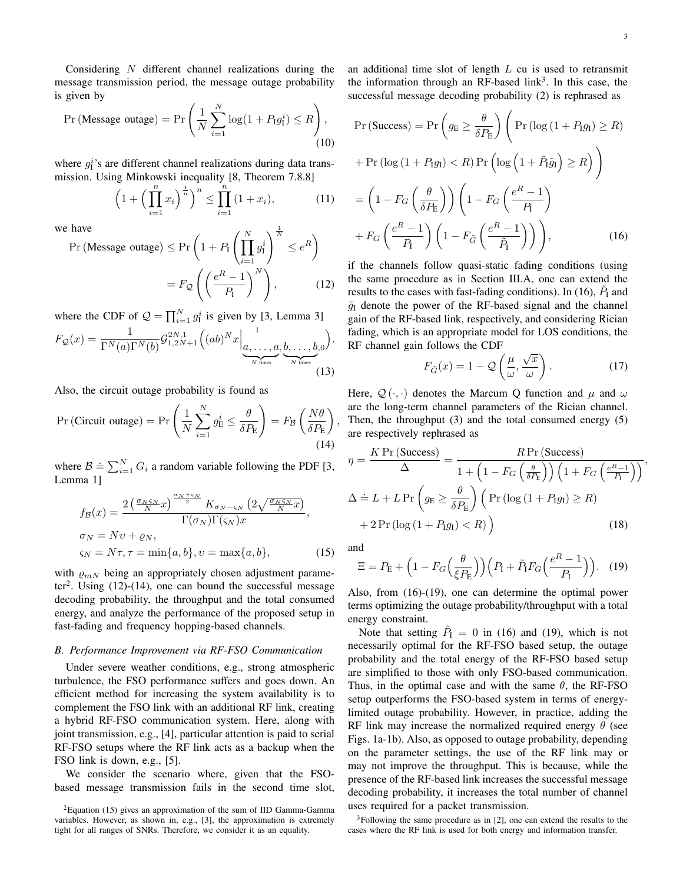Considering $N$ different channel realizations during the message transmission period, the message outage probability is given by

$$\Pr\left(\text{Message outage}\right) = \Pr\left(\frac{1}{N}\sum_{i=1}^{N}\log(1+P_{\text{I}}g_{\text{I}}^{i}) \le R\right), \tag{10}$$

where $g_{\text{I}}^{i}$'s are different channel realizations during data transmission. Using Minkowski inequality [8, Theorem 7.8.8]

$$\left(1+\Big(\prod_{i=1}^{n}x_i\Big)^{\frac{1}{n}}\right)^n \le \prod_{i=1}^{n}(1+x_i), \tag{11}$$

we have

$$\Pr\left(\text{Message outage}\right) \le \Pr\left(1+P_{\text{I}}\left(\prod_{i=1}^{N}g_{\text{I}}^{i}\right)^{\frac{1}{N}} \le e^{R}\right) = F_{\mathcal{Q}}\left(\left(\frac{e^{R}-1}{P_{\text{I}}}\right)^{N}\right), \tag{12}$$

where the CDF of $\mathcal{Q} = \prod_{i=1}^{N} g_{\text{I}}^{i}$ is given by [3, Lemma 3]

$$F_{\mathcal{Q}}(x) = \frac{1}{\Gamma^{N}(a)\Gamma^{N}(b)}\mathcal{G}_{1,2N+1}^{2N,1}\Big((ab)^{N}x\Big|_{\underbrace{a,\ldots,a}_{N\text{ times}},\underbrace{b,\ldots,b}_{N\text{ times}},0}^{1}\Big). \tag{13}$$

Also, the circuit outage probability is found as

$$\Pr\left(\text{Circuit outage}\right) = \Pr\left(\frac{1}{N}\sum_{i=1}^{N}g_{\text{E}}^{i} \le \frac{\theta}{\delta P_{\text{E}}}\right) = F_{\mathcal{B}}\left(\frac{N\theta}{\delta P_{\text{E}}}\right), \tag{14}$$

where $\mathcal{B} \doteq \sum_{i=1}^{N} G_i$ a random variable following the PDF [3, Lemma 1]

$$f_{\mathcal{B}}(x) = \frac{2\left(\frac{\sigma_N\varsigma_N}{N}x\right)^{\frac{\sigma_N+\varsigma_N}{2}}K_{\sigma_N-\varsigma_N}\left(2\sqrt{\frac{\sigma_N\varsigma_N}{N}x}\right)}{\Gamma(\sigma_N)\Gamma(\varsigma_N)x},$$
$$\sigma_N = N\upsilon + \varrho_N,$$
$$\varsigma_N = N\tau, \tau = \min\{a,b\}, \upsilon = \max\{a,b\}, \tag{15}$$

with $\varrho_{mN}$ being an appropriately chosen adjustment parameter[2]. Using (12)-(14), one can bound the successful message decoding probability, the throughput and the total consumed energy, and analyze the performance of the proposed setup in fast-fading and frequency hopping-based channels.

### *B. Performance Improvement via RF-FSO Communication*

Under severe weather conditions, e.g., strong atmospheric turbulence, the FSO performance suffers and goes down. An efficient method for increasing the system availability is to complement the FSO link with an additional RF link, creating a hybrid RF-FSO communication system. Here, along with joint transmission, e.g., [4], particular attention is paid to serial RF-FSO setups where the RF link acts as a backup when the FSO link is down, e.g., [5].

We consider the scenario where, given that the FSO-based message transmission fails in the second time slot, an additional time slot of length $L$ cu is used to retransmit the information through an RF-based link[3]. In this case, the successful message decoding probability (2) is rephrased as

$$\begin{aligned}
\Pr\left(\text{Success}\right) &= \Pr\left(g_{\text{E}} \ge \frac{\theta}{\delta P_{\text{E}}}\right)\Bigg(\Pr\left(\log\left(1+P_{\text{I}}g_{\text{I}}\right) \ge R\right) \\
&\quad + \Pr\left(\log\left(1+P_{\text{I}}g_{\text{I}}\right) < R\right)\Pr\left(\log\left(1+\tilde{P}_{\text{I}}\tilde{g}_{\text{I}}\right) \ge R\right)\Bigg) \\
&= \left(1-F_G\left(\frac{\theta}{\delta P_{\text{E}}}\right)\right)\Bigg(1-F_G\left(\frac{e^{R}-1}{P_{\text{I}}}\right) \\
&\quad + F_G\left(\frac{e^{R}-1}{P_{\text{I}}}\right)\left(1-F_{\tilde{G}}\left(\frac{e^{R}-1}{\tilde{P}_{\text{I}}}\right)\right)\Bigg),
\end{aligned} \tag{16}$$

if the channels follow quasi-static fading conditions (using the same procedure as in Section III.A, one can extend the results to the cases with fast-fading conditions). In (16), $\tilde{P}_{\text{I}}$ and $\tilde{g}_{\text{I}}$ denote the power of the RF-based signal and the channel gain of the RF-based link, respectively, and considering Rician fading, which is an appropriate model for LOS conditions, the RF channel gain follows the CDF

$$F_{\tilde{G}}(x) = 1 - \mathcal{Q}\left(\frac{\mu}{\omega}, \frac{\sqrt{x}}{\omega}\right). \tag{17}$$

Here, $\mathcal{Q}(\cdot,\cdot)$ denotes the Marcum Q function and $\mu$ and $\omega$ are the long-term channel parameters of the Rician channel. Then, the throughput (3) and the total consumed energy (5) are respectively rephrased as

$$\eta = \frac{K\Pr\left(\text{Success}\right)}{\Delta} = \frac{R\Pr\left(\text{Success}\right)}{1+\left(1-F_G\left(\frac{\theta}{\delta P_{\text{E}}}\right)\right)\left(1+F_G\left(\frac{e^{R}-1}{P_{\text{I}}}\right)\right)},$$
$$\begin{aligned}
\Delta &\doteq L + L\Pr\left(g_{\text{E}} \ge \frac{\theta}{\delta P_{\text{E}}}\right)\Big(\Pr\left(\log\left(1+P_{\text{I}}g_{\text{I}}\right) \ge R\right) \\
&\quad + 2\Pr\left(\log\left(1+P_{\text{I}}g_{\text{I}}\right) < R\right)\Big)
\end{aligned} \tag{18}$$

and

$$\Xi = P_{\text{E}} + \left(1-F_G\Big(\frac{\theta}{\xi P_{\text{E}}}\Big)\right)\left(P_{\text{I}} + \tilde{P}_{\text{I}}F_G\Big(\frac{e^{R}-1}{P_{\text{I}}}\Big)\right). \tag{19}$$

Also, from (16)-(19), one can determine the optimal power terms optimizing the outage probability/throughput with a total energy constraint.

Note that setting $\tilde{P}_{\text{I}} = 0$ in (16) and (19), which is not necessarily optimal for the RF-FSO based setup, the outage probability and the total energy of the RF-FSO based setup are simplified to those with only FSO-based communication. Thus, in the optimal case and with the same $\theta$, the RF-FSO setup outperforms the FSO-based system in terms of energy-limited outage probability. However, in practice, adding the RF link may increase the normalized required energy $\theta$ (see Figs. 1a-1b). Also, as opposed to outage probability, depending on the parameter settings, the use of the RF link may or may not improve the throughput. This is because, while the presence of the RF-based link increases the successful message decoding probability, it increases the total number of channel uses required for a packet transmission.

[2]Equation (15) gives an approximation of the sum of IID Gamma-Gamma variables. However, as shown in, e.g., [3], the approximation is extremely tight for all ranges of SNRs. Therefore, we consider it as an equality.

[3]Following the same procedure as in [2], one can extend the results to the cases where the RF link is used for both energy and information transfer.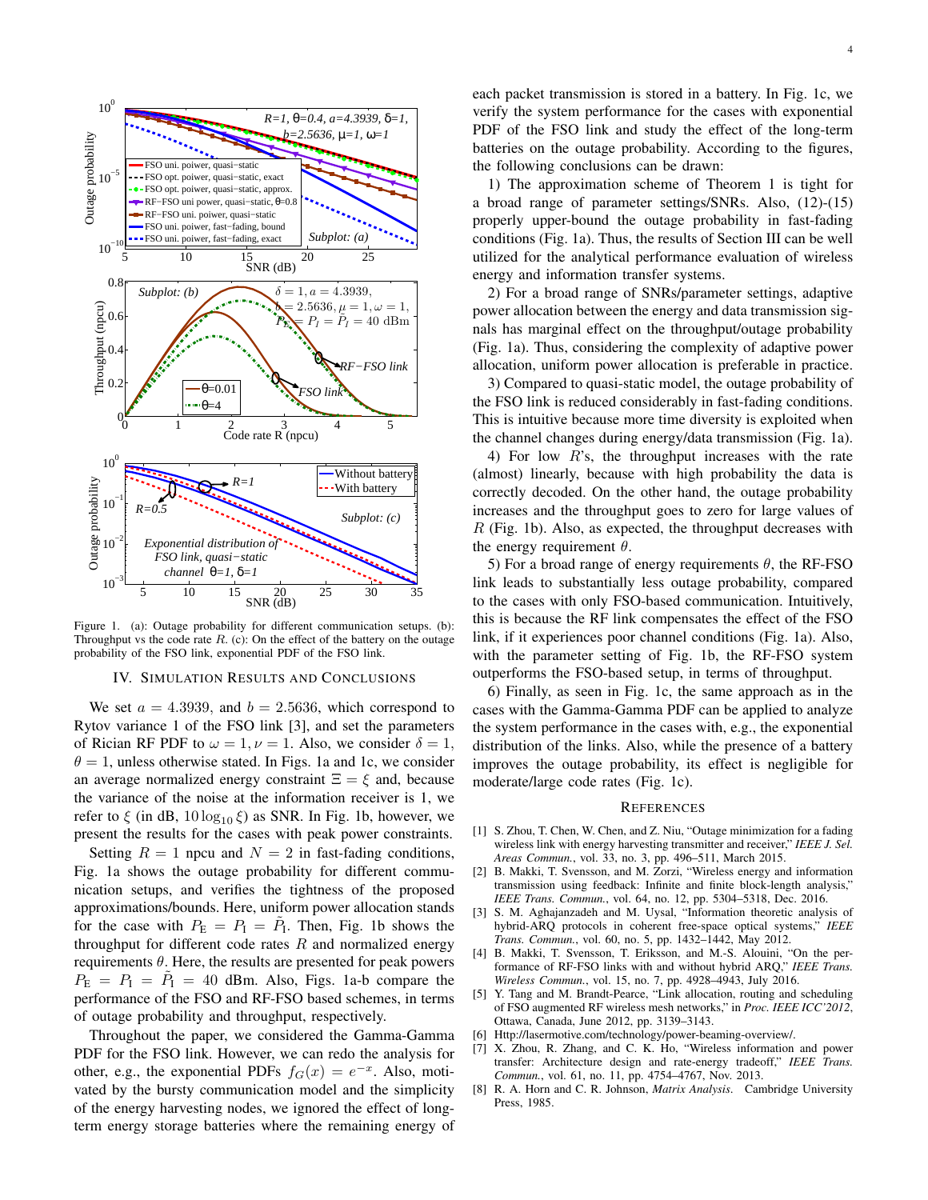$10^{0}$

Outage probability

$10^{-5}$

$10^{-10}$

5 10 15 20 25

SNR (dB)

*R=1, θ=0.4, a=4.3939, δ=1, b=2.5636, μ=1, ω=1*

FSO uni. poiwer, quasi−static

FSO opt. poiwer, quasi−static, exact

FSO opt. poiwer, quasi−static, approx.

RF−FSO uni power, quasi−static, θ=0.8

RF−FSO uni. poiwer, quasi−static

FSO uni. poiwer, fast−fading, bound

FSO uni. poiwer, fast−fading, exact

*Subplot: (a)*

Throughput (npcu)

0.8 0.6 0.4 0.2 0

0 1 2 3 4 5

Code rate R (npcu)

*Subplot: (b)*

$\delta = 1, a = 4.3939,$ $b = 2.5636, \mu = 1, \omega = 1,$ $P_E = P_I = \tilde{P}_I = 40$ dBm

RF−FSO link

FSO link

θ=0.01

θ=4

$10^{0}$ $10^{-1}$ $10^{-2}$ $10^{-3}$

Outage probability

5 10 15 20 25 30 35

SNR (dB)

R=1

R=0.5

Without battery

With battery

*Subplot: (c)*

*Exponential distribution of FSO link, quasi−static channel θ=1, δ=1*

Figure 1. (a): Outage probability for different communication setups. (b): Throughput vs the code rate $R$. (c): On the effect of the battery on the outage probability of the FSO link, exponential PDF of the FSO link.

## IV. Simulation Results and Conclusions

We set $a = 4.3939$, and $b = 2.5636$, which correspond to Rytov variance 1 of the FSO link [3], and set the parameters of Rician RF PDF to $\omega = 1, \nu = 1$. Also, we consider $\delta = 1$, $\theta = 1$, unless otherwise stated. In Figs. 1a and 1c, we consider an average normalized energy constraint $\Xi = \xi$ and, because the variance of the noise at the information receiver is 1, we refer to $\xi$ (in dB, $10\log_{10}\xi$) as SNR. In Fig. 1b, however, we present the results for the cases with peak power constraints.

Setting $R = 1$ npcu and $N = 2$ in fast-fading conditions, Fig. 1a shows the outage probability for different communication setups, and verifies the tightness of the proposed approximations/bounds. Here, uniform power allocation stands for the case with $P_{\text{E}} = P_{\text{I}} = \tilde{P}_{\text{I}}$. Then, Fig. 1b shows the throughput for different code rates $R$ and normalized energy requirements $\theta$. Here, the results are presented for peak powers $P_{\text{E}} = P_{\text{I}} = \tilde{P}_{\text{I}} = 40$ dBm. Also, Figs. 1a-b compare the performance of the FSO and RF-FSO based schemes, in terms of outage probability and throughput, respectively.

Throughout the paper, we considered the Gamma-Gamma PDF for the FSO link. However, we can redo the analysis for other, e.g., the exponential PDFs $f_G(x) = e^{-x}$. Also, motivated by the bursty communication model and the simplicity of the energy harvesting nodes, we ignored the effect of long-term energy storage batteries where the remaining energy of each packet transmission is stored in a battery. In Fig. 1c, we verify the system performance for the cases with exponential PDF of the FSO link and study the effect of the long-term batteries on the outage probability. According to the figures, the following conclusions can be drawn:

1) The approximation scheme of Theorem 1 is tight for a broad range of parameter settings/SNRs. Also, (12)-(15) properly upper-bound the outage probability in fast-fading conditions (Fig. 1a). Thus, the results of Section III can be well utilized for the analytical performance evaluation of wireless energy and information transfer systems.

2) For a broad range of SNRs/parameter settings, adaptive power allocation between the energy and data transmission signals has marginal effect on the throughput/outage probability (Fig. 1a). Thus, considering the complexity of adaptive power allocation, uniform power allocation is preferable in practice.

3) Compared to quasi-static model, the outage probability of the FSO link is reduced considerably in fast-fading conditions. This is intuitive because more time diversity is exploited when the channel changes during energy/data transmission (Fig. 1a).

4) For low $R$'s, the throughput increases with the rate (almost) linearly, because with high probability the data is correctly decoded. On the other hand, the outage probability increases and the throughput goes to zero for large values of $R$ (Fig. 1b). Also, as expected, the throughput decreases with the energy requirement $\theta$.

5) For a broad range of energy requirements $\theta$, the RF-FSO link leads to substantially less outage probability, compared to the cases with only FSO-based communication. Intuitively, this is because the RF link compensates the effect of the FSO link, if it experiences poor channel conditions (Fig. 1a). Also, with the parameter setting of Fig. 1b, the RF-FSO system outperforms the FSO-based setup, in terms of throughput.

6) Finally, as seen in Fig. 1c, the same approach as in the cases with the Gamma-Gamma PDF can be applied to analyze the system performance in the cases with, e.g., the exponential distribution of the links. Also, while the presence of a battery improves the outage probability, its effect is negligible for moderate/large code rates (Fig. 1c).

## References

[1] S. Zhou, T. Chen, W. Chen, and Z. Niu, "Outage minimization for a fading wireless link with energy harvesting transmitter and receiver," *IEEE J. Sel. Areas Commun.*, vol. 33, no. 3, pp. 496–511, March 2015.

[2] B. Makki, T. Svensson, and M. Zorzi, "Wireless energy and information transmission using feedback: Infinite and finite block-length analysis," *IEEE Trans. Commun.*, vol. 64, no. 12, pp. 5304–5318, Dec. 2016.

[3] S. M. Aghajanzadeh and M. Uysal, "Information theoretic analysis of hybrid-ARQ protocols in coherent free-space optical systems," *IEEE Trans. Commun.*, vol. 60, no. 5, pp. 1432–1442, May 2012.

[4] B. Makki, T. Svensson, T. Eriksson, and M.-S. Alouini, "On the performance of RF-FSO links with and without hybrid ARQ," *IEEE Trans. Wireless Commun.*, vol. 15, no. 7, pp. 4928–4943, July 2016.

[5] Y. Tang and M. Brandt-Pearce, "Link allocation, routing and scheduling of FSO augmented RF wireless mesh networks," in *Proc. IEEE ICC'2012*, Ottawa, Canada, June 2012, pp. 3139–3143.

[6] Http://lasermotive.com/technology/power-beaming-overview/.

[7] X. Zhou, R. Zhang, and C. K. Ho, "Wireless information and power transfer: Architecture design and rate-energy tradeoff," *IEEE Trans. Commun.*, vol. 61, no. 11, pp. 4754–4767, Nov. 2013.

[8] R. A. Horn and C. R. Johnson, *Matrix Analysis*. Cambridge University Press, 1985.